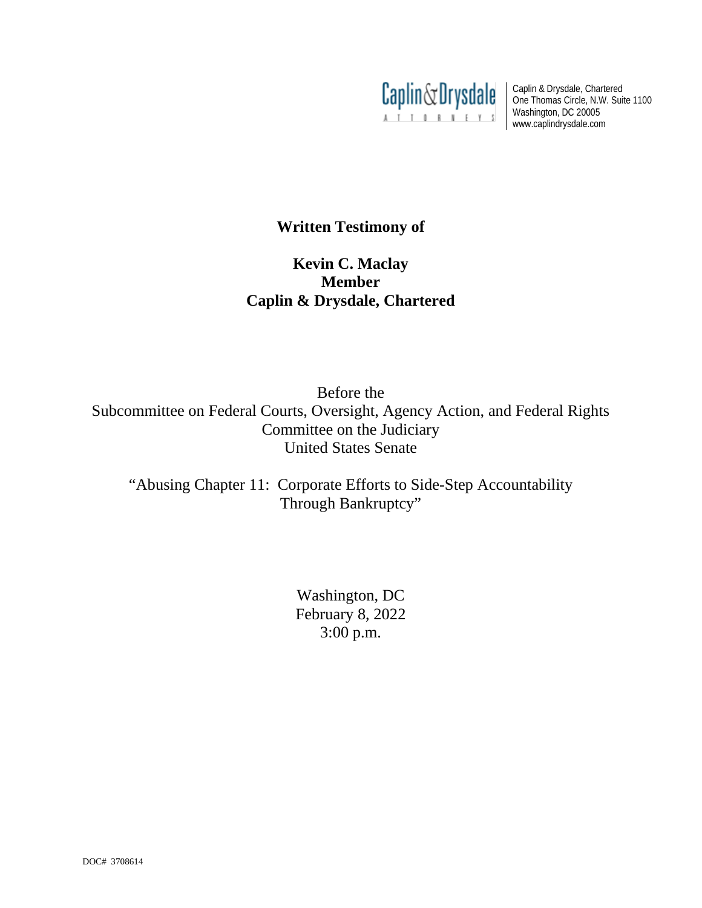Caplin & Drysdale
ATTORNEYS

Caplin & Drysdale, Chartered
One Thomas Circle, N.W. Suite 1100
Washington, DC 20005
www.caplindrysdale.com

**Written Testimony of**

**Kevin C. Maclay**
**Member**
**Caplin & Drysdale, Chartered**

Before the
Subcommittee on Federal Courts, Oversight, Agency Action, and Federal Rights
Committee on the Judiciary
United States Senate

"Abusing Chapter 11: Corporate Efforts to Side-Step Accountability Through Bankruptcy"

Washington, DC
February 8, 2022
3:00 p.m.

DOC# 3708614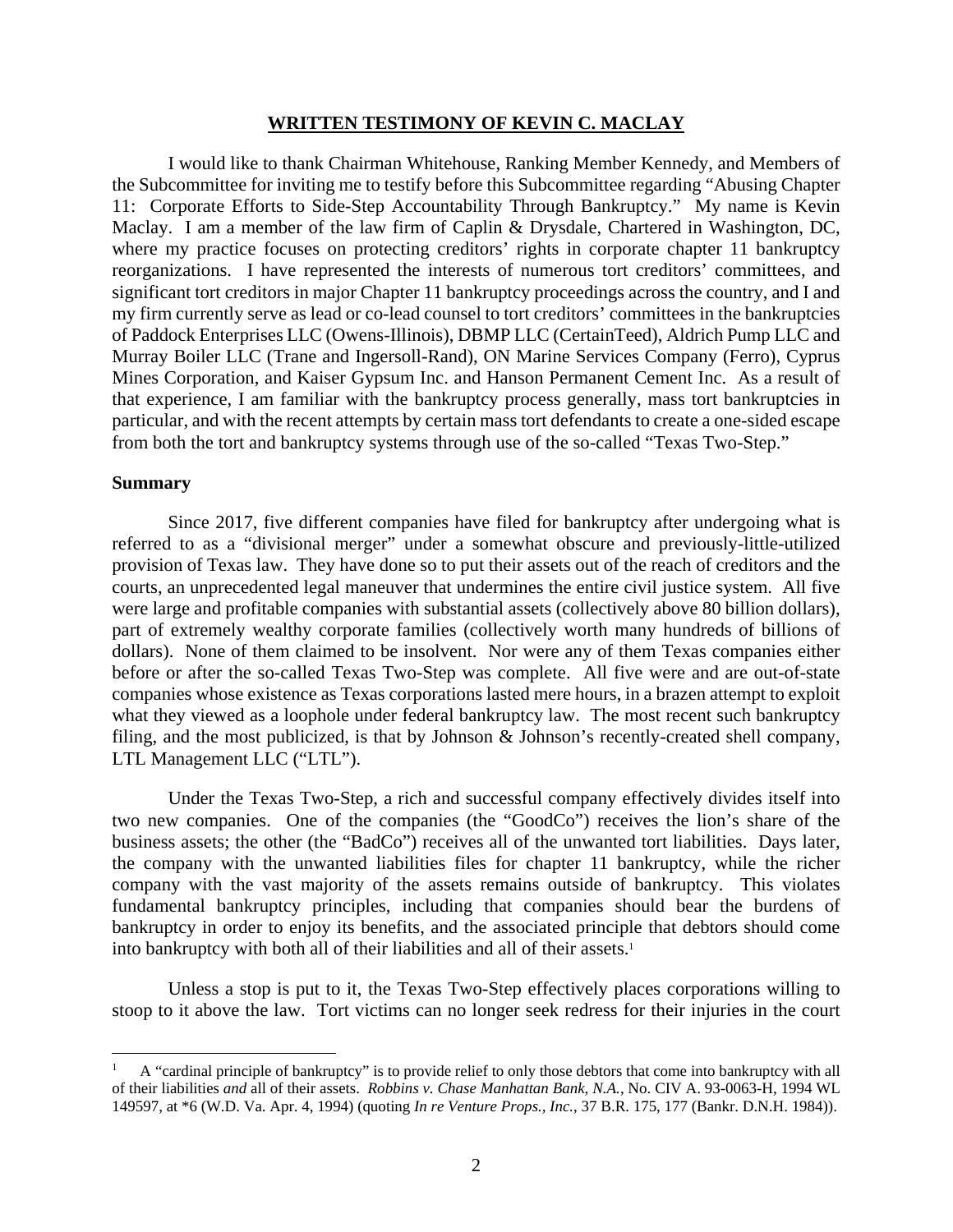**WRITTEN TESTIMONY OF KEVIN C. MACLAY**

I would like to thank Chairman Whitehouse, Ranking Member Kennedy, and Members of the Subcommittee for inviting me to testify before this Subcommittee regarding "Abusing Chapter 11: Corporate Efforts to Side-Step Accountability Through Bankruptcy." My name is Kevin Maclay. I am a member of the law firm of Caplin & Drysdale, Chartered in Washington, DC, where my practice focuses on protecting creditors' rights in corporate chapter 11 bankruptcy reorganizations. I have represented the interests of numerous tort creditors' committees, and significant tort creditors in major Chapter 11 bankruptcy proceedings across the country, and I and my firm currently serve as lead or co-lead counsel to tort creditors' committees in the bankruptcies of Paddock Enterprises LLC (Owens-Illinois), DBMP LLC (CertainTeed), Aldrich Pump LLC and Murray Boiler LLC (Trane and Ingersoll-Rand), ON Marine Services Company (Ferro), Cyprus Mines Corporation, and Kaiser Gypsum Inc. and Hanson Permanent Cement Inc. As a result of that experience, I am familiar with the bankruptcy process generally, mass tort bankruptcies in particular, and with the recent attempts by certain mass tort defendants to create a one-sided escape from both the tort and bankruptcy systems through use of the so-called "Texas Two-Step."

**Summary**

Since 2017, five different companies have filed for bankruptcy after undergoing what is referred to as a "divisional merger" under a somewhat obscure and previously-little-utilized provision of Texas law. They have done so to put their assets out of the reach of creditors and the courts, an unprecedented legal maneuver that undermines the entire civil justice system. All five were large and profitable companies with substantial assets (collectively above 80 billion dollars), part of extremely wealthy corporate families (collectively worth many hundreds of billions of dollars). None of them claimed to be insolvent. Nor were any of them Texas companies either before or after the so-called Texas Two-Step was complete. All five were and are out-of-state companies whose existence as Texas corporations lasted mere hours, in a brazen attempt to exploit what they viewed as a loophole under federal bankruptcy law. The most recent such bankruptcy filing, and the most publicized, is that by Johnson & Johnson's recently-created shell company, LTL Management LLC ("LTL").

Under the Texas Two-Step, a rich and successful company effectively divides itself into two new companies. One of the companies (the "GoodCo") receives the lion's share of the business assets; the other (the "BadCo") receives all of the unwanted tort liabilities. Days later, the company with the unwanted liabilities files for chapter 11 bankruptcy, while the richer company with the vast majority of the assets remains outside of bankruptcy. This violates fundamental bankruptcy principles, including that companies should bear the burdens of bankruptcy in order to enjoy its benefits, and the associated principle that debtors should come into bankruptcy with both all of their liabilities and all of their assets.[1]

Unless a stop is put to it, the Texas Two-Step effectively places corporations willing to stoop to it above the law. Tort victims can no longer seek redress for their injuries in the court

---

[1] A "cardinal principle of bankruptcy" is to provide relief to only those debtors that come into bankruptcy with all of their liabilities *and* all of their assets. *Robbins v. Chase Manhattan Bank, N.A.*, No. CIV A. 93-0063-H, 1994 WL 149597, at *6 (W.D. Va. Apr. 4, 1994) (quoting *In re Venture Props., Inc.*, 37 B.R. 175, 177 (Bankr. D.N.H. 1984)).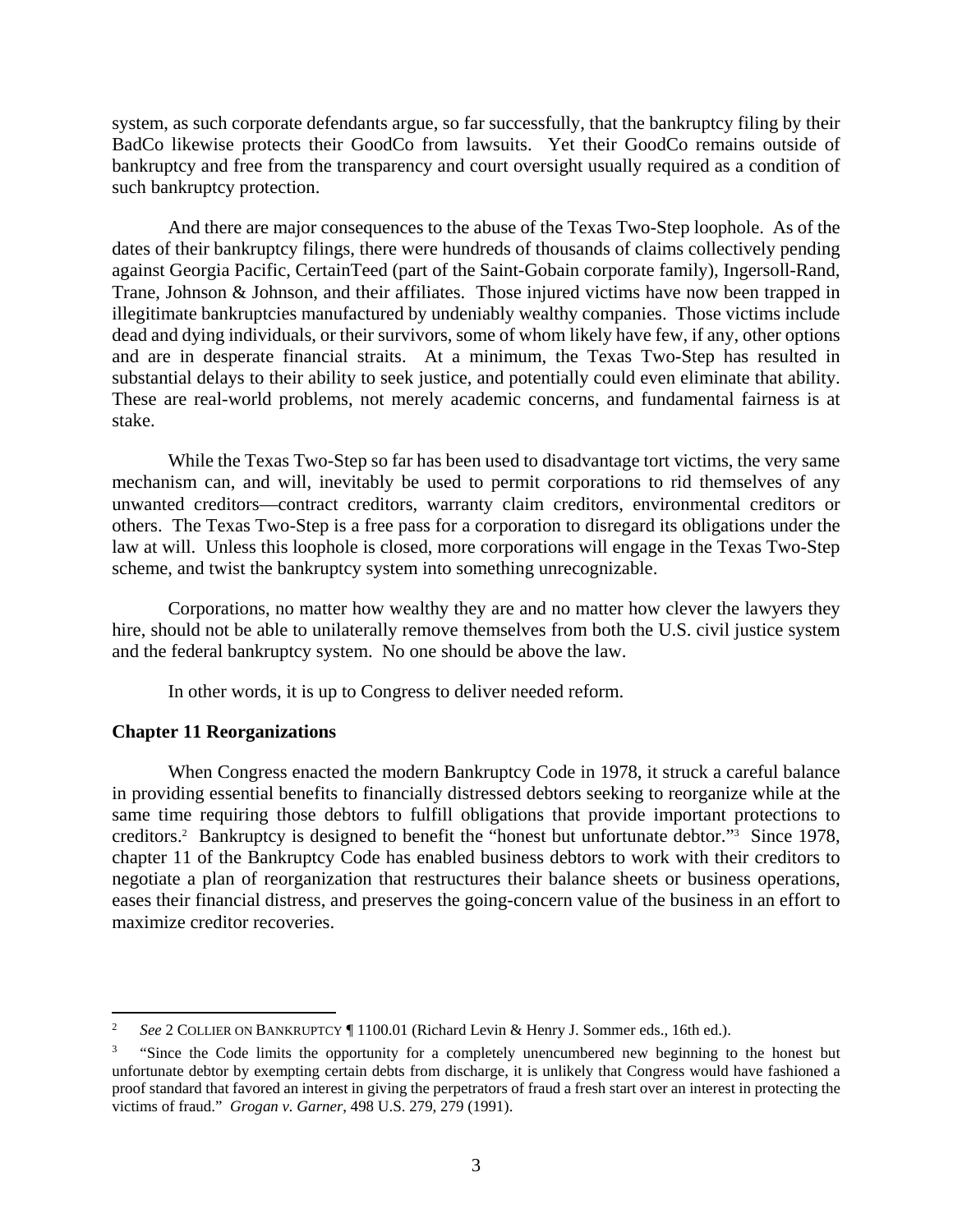system, as such corporate defendants argue, so far successfully, that the bankruptcy filing by their BadCo likewise protects their GoodCo from lawsuits. Yet their GoodCo remains outside of bankruptcy and free from the transparency and court oversight usually required as a condition of such bankruptcy protection.

And there are major consequences to the abuse of the Texas Two-Step loophole. As of the dates of their bankruptcy filings, there were hundreds of thousands of claims collectively pending against Georgia Pacific, CertainTeed (part of the Saint-Gobain corporate family), Ingersoll-Rand, Trane, Johnson & Johnson, and their affiliates. Those injured victims have now been trapped in illegitimate bankruptcies manufactured by undeniably wealthy companies. Those victims include dead and dying individuals, or their survivors, some of whom likely have few, if any, other options and are in desperate financial straits. At a minimum, the Texas Two-Step has resulted in substantial delays to their ability to seek justice, and potentially could even eliminate that ability. These are real-world problems, not merely academic concerns, and fundamental fairness is at stake.

While the Texas Two-Step so far has been used to disadvantage tort victims, the very same mechanism can, and will, inevitably be used to permit corporations to rid themselves of any unwanted creditors—contract creditors, warranty claim creditors, environmental creditors or others. The Texas Two-Step is a free pass for a corporation to disregard its obligations under the law at will. Unless this loophole is closed, more corporations will engage in the Texas Two-Step scheme, and twist the bankruptcy system into something unrecognizable.

Corporations, no matter how wealthy they are and no matter how clever the lawyers they hire, should not be able to unilaterally remove themselves from both the U.S. civil justice system and the federal bankruptcy system. No one should be above the law.

In other words, it is up to Congress to deliver needed reform.

**Chapter 11 Reorganizations**

When Congress enacted the modern Bankruptcy Code in 1978, it struck a careful balance in providing essential benefits to financially distressed debtors seeking to reorganize while at the same time requiring those debtors to fulfill obligations that provide important protections to creditors.[2] Bankruptcy is designed to benefit the "honest but unfortunate debtor."[3] Since 1978, chapter 11 of the Bankruptcy Code has enabled business debtors to work with their creditors to negotiate a plan of reorganization that restructures their balance sheets or business operations, eases their financial distress, and preserves the going-concern value of the business in an effort to maximize creditor recoveries.

---

[2] *See* 2 COLLIER ON BANKRUPTCY ¶ 1100.01 (Richard Levin & Henry J. Sommer eds., 16th ed.).

[3] "Since the Code limits the opportunity for a completely unencumbered new beginning to the honest but unfortunate debtor by exempting certain debts from discharge, it is unlikely that Congress would have fashioned a proof standard that favored an interest in giving the perpetrators of fraud a fresh start over an interest in protecting the victims of fraud." *Grogan v. Garner*, 498 U.S. 279, 279 (1991).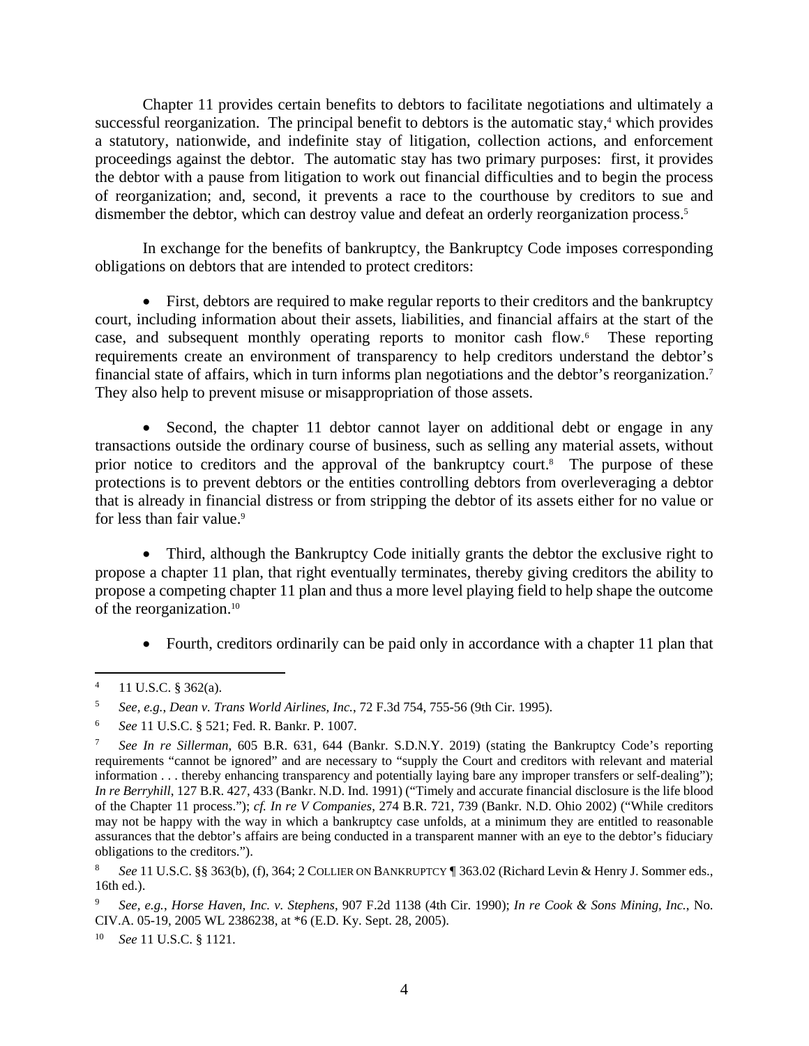Chapter 11 provides certain benefits to debtors to facilitate negotiations and ultimately a successful reorganization. The principal benefit to debtors is the automatic stay,[4] which provides a statutory, nationwide, and indefinite stay of litigation, collection actions, and enforcement proceedings against the debtor. The automatic stay has two primary purposes: first, it provides the debtor with a pause from litigation to work out financial difficulties and to begin the process of reorganization; and, second, it prevents a race to the courthouse by creditors to sue and dismember the debtor, which can destroy value and defeat an orderly reorganization process.[5]

In exchange for the benefits of bankruptcy, the Bankruptcy Code imposes corresponding obligations on debtors that are intended to protect creditors:

- First, debtors are required to make regular reports to their creditors and the bankruptcy court, including information about their assets, liabilities, and financial affairs at the start of the case, and subsequent monthly operating reports to monitor cash flow.[6] These reporting requirements create an environment of transparency to help creditors understand the debtor's financial state of affairs, which in turn informs plan negotiations and the debtor's reorganization.[7] They also help to prevent misuse or misappropriation of those assets.

- Second, the chapter 11 debtor cannot layer on additional debt or engage in any transactions outside the ordinary course of business, such as selling any material assets, without prior notice to creditors and the approval of the bankruptcy court.[8] The purpose of these protections is to prevent debtors or the entities controlling debtors from overleveraging a debtor that is already in financial distress or from stripping the debtor of its assets either for no value or for less than fair value.[9]

- Third, although the Bankruptcy Code initially grants the debtor the exclusive right to propose a chapter 11 plan, that right eventually terminates, thereby giving creditors the ability to propose a competing chapter 11 plan and thus a more level playing field to help shape the outcome of the reorganization.[10]

- Fourth, creditors ordinarily can be paid only in accordance with a chapter 11 plan that

---

[4] 11 U.S.C. § 362(a).

[5] *See, e.g.*, *Dean v. Trans World Airlines, Inc.*, 72 F.3d 754, 755-56 (9th Cir. 1995).

[6] *See* 11 U.S.C. § 521; Fed. R. Bankr. P. 1007.

[7] *See In re Sillerman*, 605 B.R. 631, 644 (Bankr. S.D.N.Y. 2019) (stating the Bankruptcy Code's reporting requirements "cannot be ignored" and are necessary to "supply the Court and creditors with relevant and material information . . . thereby enhancing transparency and potentially laying bare any improper transfers or self-dealing"); *In re Berryhill*, 127 B.R. 427, 433 (Bankr. N.D. Ind. 1991) ("Timely and accurate financial disclosure is the life blood of the Chapter 11 process."); *cf. In re V Companies*, 274 B.R. 721, 739 (Bankr. N.D. Ohio 2002) ("While creditors may not be happy with the way in which a bankruptcy case unfolds, at a minimum they are entitled to reasonable assurances that the debtor's affairs are being conducted in a transparent manner with an eye to the debtor's fiduciary obligations to the creditors.").

[8] *See* 11 U.S.C. §§ 363(b), (f), 364; 2 COLLIER ON BANKRUPTCY ¶ 363.02 (Richard Levin & Henry J. Sommer eds., 16th ed.).

[9] *See, e.g.*, *Horse Haven, Inc. v. Stephens*, 907 F.2d 1138 (4th Cir. 1990); *In re Cook & Sons Mining, Inc.*, No. CIV.A. 05-19, 2005 WL 2386238, at *6 (E.D. Ky. Sept. 28, 2005).

[10] *See* 11 U.S.C. § 1121.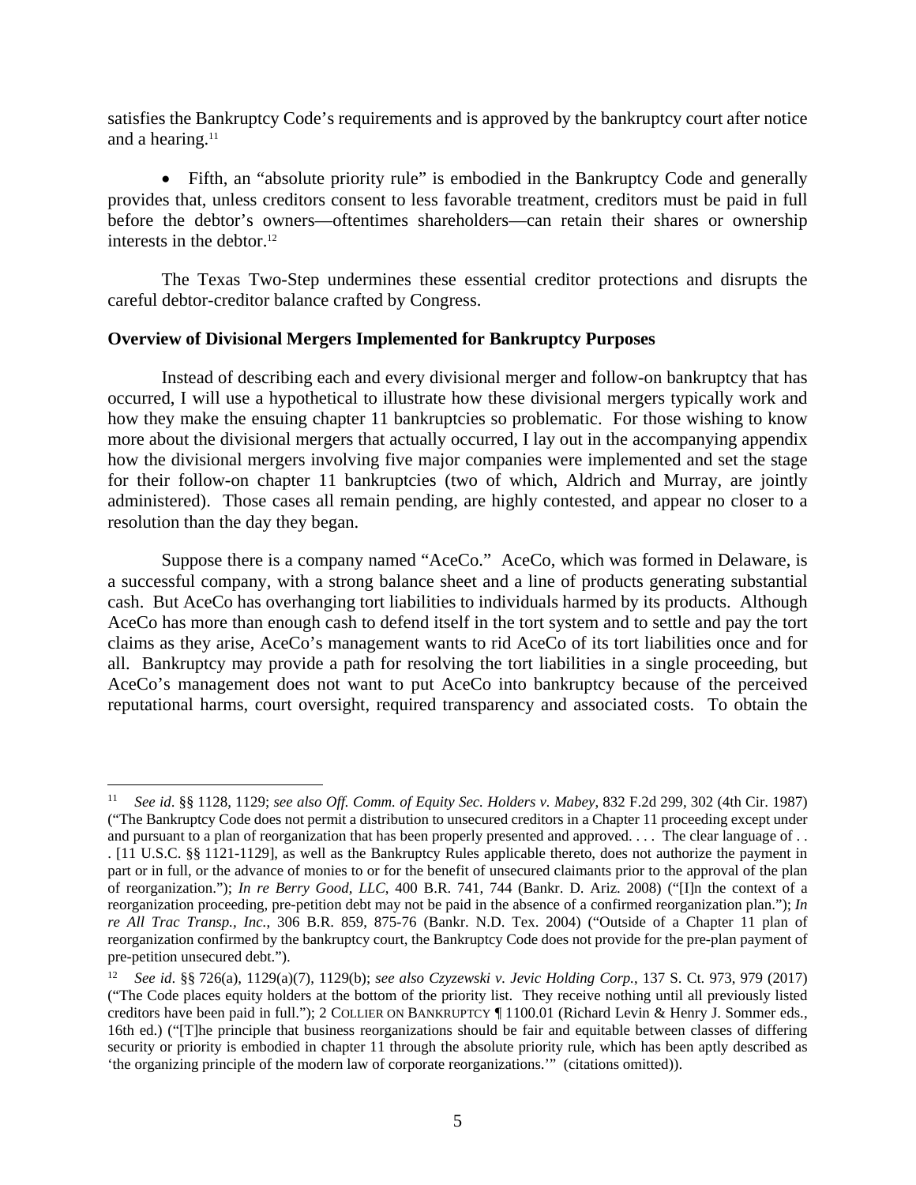satisfies the Bankruptcy Code's requirements and is approved by the bankruptcy court after notice and a hearing.[11]

- Fifth, an "absolute priority rule" is embodied in the Bankruptcy Code and generally provides that, unless creditors consent to less favorable treatment, creditors must be paid in full before the debtor's owners—oftentimes shareholders—can retain their shares or ownership interests in the debtor.[12]

The Texas Two-Step undermines these essential creditor protections and disrupts the careful debtor-creditor balance crafted by Congress.

**Overview of Divisional Mergers Implemented for Bankruptcy Purposes**

Instead of describing each and every divisional merger and follow-on bankruptcy that has occurred, I will use a hypothetical to illustrate how these divisional mergers typically work and how they make the ensuing chapter 11 bankruptcies so problematic. For those wishing to know more about the divisional mergers that actually occurred, I lay out in the accompanying appendix how the divisional mergers involving five major companies were implemented and set the stage for their follow-on chapter 11 bankruptcies (two of which, Aldrich and Murray, are jointly administered). Those cases all remain pending, are highly contested, and appear no closer to a resolution than the day they began.

Suppose there is a company named "AceCo." AceCo, which was formed in Delaware, is a successful company, with a strong balance sheet and a line of products generating substantial cash. But AceCo has overhanging tort liabilities to individuals harmed by its products. Although AceCo has more than enough cash to defend itself in the tort system and to settle and pay the tort claims as they arise, AceCo's management wants to rid AceCo of its tort liabilities once and for all. Bankruptcy may provide a path for resolving the tort liabilities in a single proceeding, but AceCo's management does not want to put AceCo into bankruptcy because of the perceived reputational harms, court oversight, required transparency and associated costs. To obtain the

---

[11] *See id*. §§ 1128, 1129; *see also Off. Comm. of Equity Sec. Holders v. Mabey*, 832 F.2d 299, 302 (4th Cir. 1987) ("The Bankruptcy Code does not permit a distribution to unsecured creditors in a Chapter 11 proceeding except under and pursuant to a plan of reorganization that has been properly presented and approved. . . . The clear language of . . . [11 U.S.C. §§ 1121-1129], as well as the Bankruptcy Rules applicable thereto, does not authorize the payment in part or in full, or the advance of monies to or for the benefit of unsecured claimants prior to the approval of the plan of reorganization."); *In re Berry Good, LLC*, 400 B.R. 741, 744 (Bankr. D. Ariz. 2008) ("[I]n the context of a reorganization proceeding, pre-petition debt may not be paid in the absence of a confirmed reorganization plan."); *In re All Trac Transp., Inc.*, 306 B.R. 859, 875-76 (Bankr. N.D. Tex. 2004) ("Outside of a Chapter 11 plan of reorganization confirmed by the bankruptcy court, the Bankruptcy Code does not provide for the pre-plan payment of pre-petition unsecured debt.").

[12] *See id*. §§ 726(a), 1129(a)(7), 1129(b); *see also Czyzewski v. Jevic Holding Corp.*, 137 S. Ct. 973, 979 (2017) ("The Code places equity holders at the bottom of the priority list. They receive nothing until all previously listed creditors have been paid in full."); 2 COLLIER ON BANKRUPTCY ¶ 1100.01 (Richard Levin & Henry J. Sommer eds., 16th ed.) ("[T]he principle that business reorganizations should be fair and equitable between classes of differing security or priority is embodied in chapter 11 through the absolute priority rule, which has been aptly described as 'the organizing principle of the modern law of corporate reorganizations.'" (citations omitted)).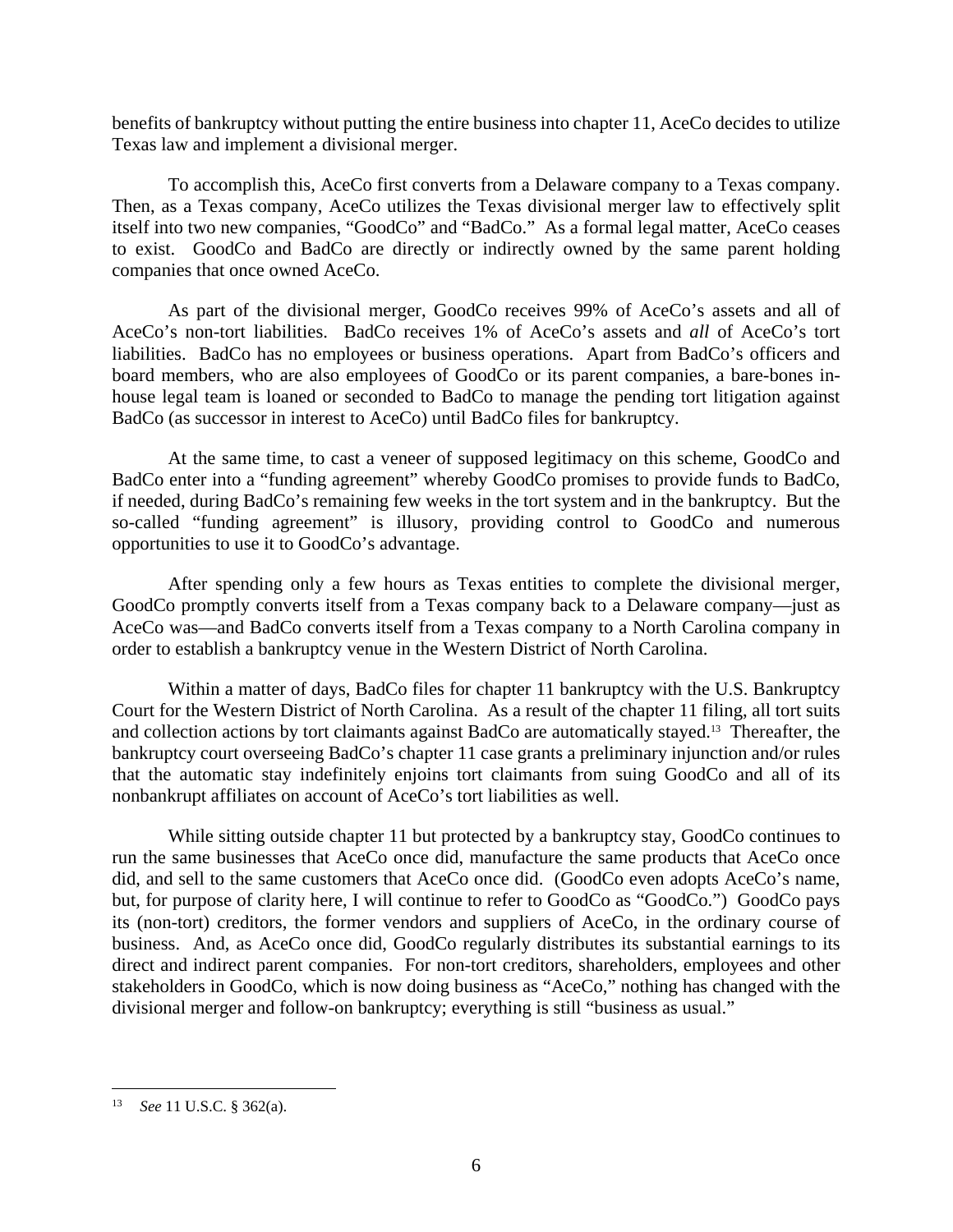benefits of bankruptcy without putting the entire business into chapter 11, AceCo decides to utilize Texas law and implement a divisional merger.

To accomplish this, AceCo first converts from a Delaware company to a Texas company. Then, as a Texas company, AceCo utilizes the Texas divisional merger law to effectively split itself into two new companies, "GoodCo" and "BadCo." As a formal legal matter, AceCo ceases to exist. GoodCo and BadCo are directly or indirectly owned by the same parent holding companies that once owned AceCo.

As part of the divisional merger, GoodCo receives 99% of AceCo's assets and all of AceCo's non-tort liabilities. BadCo receives 1% of AceCo's assets and *all* of AceCo's tort liabilities. BadCo has no employees or business operations. Apart from BadCo's officers and board members, who are also employees of GoodCo or its parent companies, a bare-bones in-house legal team is loaned or seconded to BadCo to manage the pending tort litigation against BadCo (as successor in interest to AceCo) until BadCo files for bankruptcy.

At the same time, to cast a veneer of supposed legitimacy on this scheme, GoodCo and BadCo enter into a "funding agreement" whereby GoodCo promises to provide funds to BadCo, if needed, during BadCo's remaining few weeks in the tort system and in the bankruptcy. But the so-called "funding agreement" is illusory, providing control to GoodCo and numerous opportunities to use it to GoodCo's advantage.

After spending only a few hours as Texas entities to complete the divisional merger, GoodCo promptly converts itself from a Texas company back to a Delaware company—just as AceCo was—and BadCo converts itself from a Texas company to a North Carolina company in order to establish a bankruptcy venue in the Western District of North Carolina.

Within a matter of days, BadCo files for chapter 11 bankruptcy with the U.S. Bankruptcy Court for the Western District of North Carolina. As a result of the chapter 11 filing, all tort suits and collection actions by tort claimants against BadCo are automatically stayed.[13] Thereafter, the bankruptcy court overseeing BadCo's chapter 11 case grants a preliminary injunction and/or rules that the automatic stay indefinitely enjoins tort claimants from suing GoodCo and all of its nonbankrupt affiliates on account of AceCo's tort liabilities as well.

While sitting outside chapter 11 but protected by a bankruptcy stay, GoodCo continues to run the same businesses that AceCo once did, manufacture the same products that AceCo once did, and sell to the same customers that AceCo once did. (GoodCo even adopts AceCo's name, but, for purpose of clarity here, I will continue to refer to GoodCo as "GoodCo.") GoodCo pays its (non-tort) creditors, the former vendors and suppliers of AceCo, in the ordinary course of business. And, as AceCo once did, GoodCo regularly distributes its substantial earnings to its direct and indirect parent companies. For non-tort creditors, shareholders, employees and other stakeholders in GoodCo, which is now doing business as "AceCo," nothing has changed with the divisional merger and follow-on bankruptcy; everything is still "business as usual."

---

[13] *See* 11 U.S.C. § 362(a).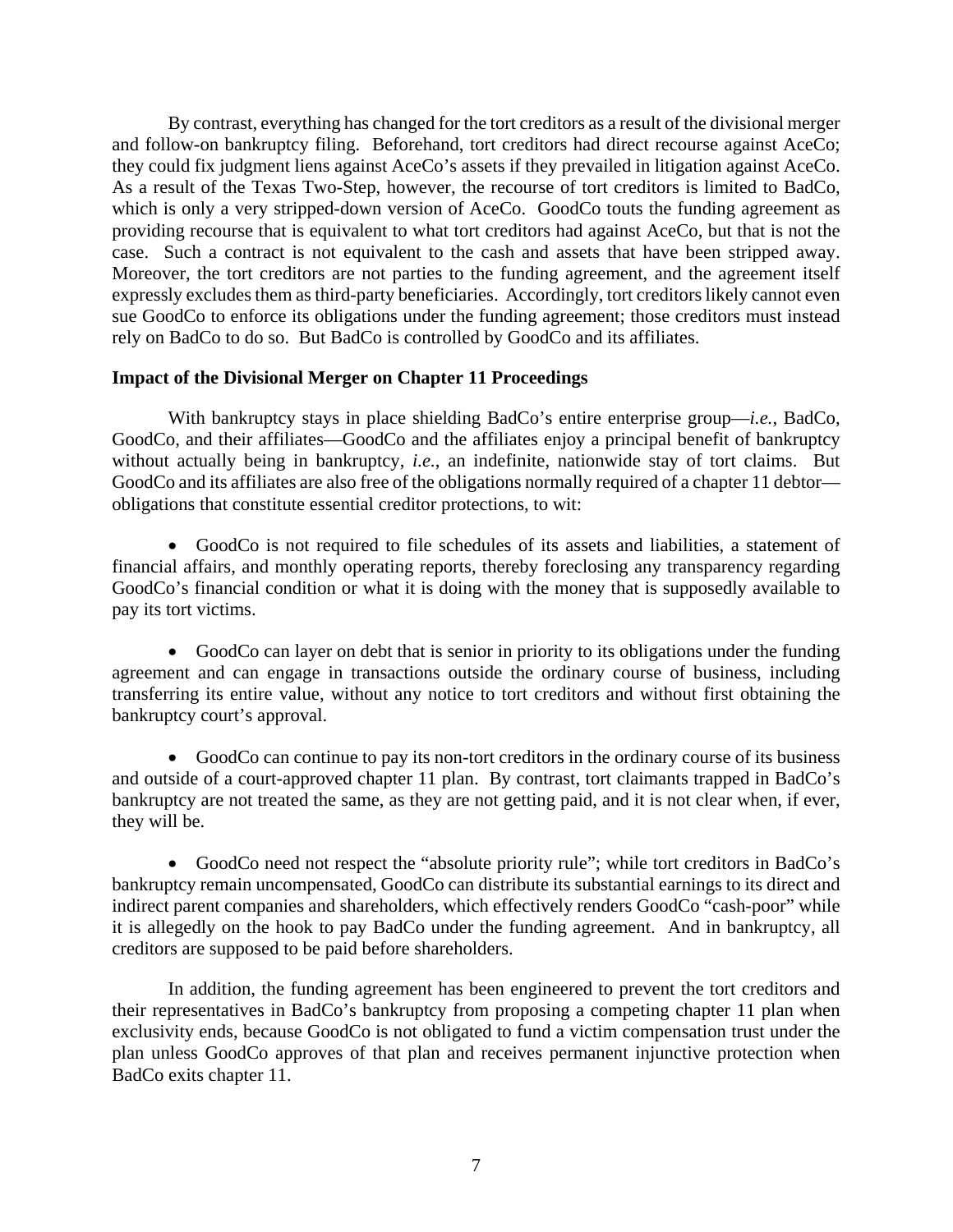By contrast, everything has changed for the tort creditors as a result of the divisional merger and follow-on bankruptcy filing. Beforehand, tort creditors had direct recourse against AceCo; they could fix judgment liens against AceCo's assets if they prevailed in litigation against AceCo. As a result of the Texas Two-Step, however, the recourse of tort creditors is limited to BadCo, which is only a very stripped-down version of AceCo. GoodCo touts the funding agreement as providing recourse that is equivalent to what tort creditors had against AceCo, but that is not the case. Such a contract is not equivalent to the cash and assets that have been stripped away. Moreover, the tort creditors are not parties to the funding agreement, and the agreement itself expressly excludes them as third-party beneficiaries. Accordingly, tort creditors likely cannot even sue GoodCo to enforce its obligations under the funding agreement; those creditors must instead rely on BadCo to do so. But BadCo is controlled by GoodCo and its affiliates.

**Impact of the Divisional Merger on Chapter 11 Proceedings**

With bankruptcy stays in place shielding BadCo's entire enterprise group—*i.e.*, BadCo, GoodCo, and their affiliates—GoodCo and the affiliates enjoy a principal benefit of bankruptcy without actually being in bankruptcy, *i.e.*, an indefinite, nationwide stay of tort claims. But GoodCo and its affiliates are also free of the obligations normally required of a chapter 11 debtor—obligations that constitute essential creditor protections, to wit:

- GoodCo is not required to file schedules of its assets and liabilities, a statement of financial affairs, and monthly operating reports, thereby foreclosing any transparency regarding GoodCo's financial condition or what it is doing with the money that is supposedly available to pay its tort victims.

- GoodCo can layer on debt that is senior in priority to its obligations under the funding agreement and can engage in transactions outside the ordinary course of business, including transferring its entire value, without any notice to tort creditors and without first obtaining the bankruptcy court's approval.

- GoodCo can continue to pay its non-tort creditors in the ordinary course of its business and outside of a court-approved chapter 11 plan. By contrast, tort claimants trapped in BadCo's bankruptcy are not treated the same, as they are not getting paid, and it is not clear when, if ever, they will be.

- GoodCo need not respect the "absolute priority rule"; while tort creditors in BadCo's bankruptcy remain uncompensated, GoodCo can distribute its substantial earnings to its direct and indirect parent companies and shareholders, which effectively renders GoodCo "cash-poor" while it is allegedly on the hook to pay BadCo under the funding agreement. And in bankruptcy, all creditors are supposed to be paid before shareholders.

In addition, the funding agreement has been engineered to prevent the tort creditors and their representatives in BadCo's bankruptcy from proposing a competing chapter 11 plan when exclusivity ends, because GoodCo is not obligated to fund a victim compensation trust under the plan unless GoodCo approves of that plan and receives permanent injunctive protection when BadCo exits chapter 11.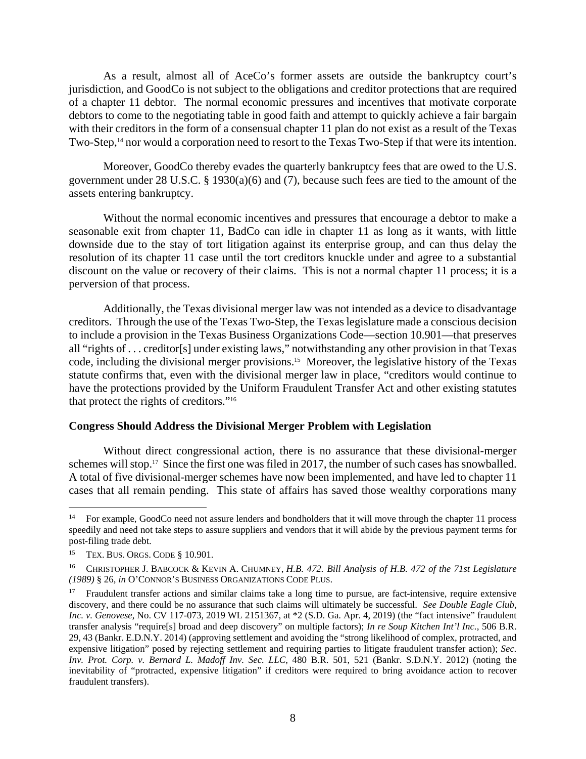As a result, almost all of AceCo's former assets are outside the bankruptcy court's jurisdiction, and GoodCo is not subject to the obligations and creditor protections that are required of a chapter 11 debtor. The normal economic pressures and incentives that motivate corporate debtors to come to the negotiating table in good faith and attempt to quickly achieve a fair bargain with their creditors in the form of a consensual chapter 11 plan do not exist as a result of the Texas Two-Step,[14] nor would a corporation need to resort to the Texas Two-Step if that were its intention.

Moreover, GoodCo thereby evades the quarterly bankruptcy fees that are owed to the U.S. government under 28 U.S.C. § 1930(a)(6) and (7), because such fees are tied to the amount of the assets entering bankruptcy.

Without the normal economic incentives and pressures that encourage a debtor to make a seasonable exit from chapter 11, BadCo can idle in chapter 11 as long as it wants, with little downside due to the stay of tort litigation against its enterprise group, and can thus delay the resolution of its chapter 11 case until the tort creditors knuckle under and agree to a substantial discount on the value or recovery of their claims. This is not a normal chapter 11 process; it is a perversion of that process.

Additionally, the Texas divisional merger law was not intended as a device to disadvantage creditors. Through the use of the Texas Two-Step, the Texas legislature made a conscious decision to include a provision in the Texas Business Organizations Code—section 10.901—that preserves all "rights of . . . creditor[s] under existing laws," notwithstanding any other provision in that Texas code, including the divisional merger provisions.[15] Moreover, the legislative history of the Texas statute confirms that, even with the divisional merger law in place, "creditors would continue to have the protections provided by the Uniform Fraudulent Transfer Act and other existing statutes that protect the rights of creditors."[16]

**Congress Should Address the Divisional Merger Problem with Legislation**

Without direct congressional action, there is no assurance that these divisional-merger schemes will stop.[17] Since the first one was filed in 2017, the number of such cases has snowballed. A total of five divisional-merger schemes have now been implemented, and have led to chapter 11 cases that all remain pending. This state of affairs has saved those wealthy corporations many

---

[14] For example, GoodCo need not assure lenders and bondholders that it will move through the chapter 11 process speedily and need not take steps to assure suppliers and vendors that it will abide by the previous payment terms for post-filing trade debt.

[15] TEX. BUS. ORGS. CODE § 10.901.

[16] CHRISTOPHER J. BABCOCK & KEVIN A. CHUMNEY, *H.B. 472. Bill Analysis of H.B. 472 of the 71st Legislature (1989)* § 26, *in* O'CONNOR'S BUSINESS ORGANIZATIONS CODE PLUS.

[17] Fraudulent transfer actions and similar claims take a long time to pursue, are fact-intensive, require extensive discovery, and there could be no assurance that such claims will ultimately be successful. *See Double Eagle Club, Inc. v. Genovese*, No. CV 117-073, 2019 WL 2151367, at *2 (S.D. Ga. Apr. 4, 2019) (the "fact intensive" fraudulent transfer analysis "require[s] broad and deep discovery" on multiple factors); *In re Soup Kitchen Int'l Inc.*, 506 B.R. 29, 43 (Bankr. E.D.N.Y. 2014) (approving settlement and avoiding the "strong likelihood of complex, protracted, and expensive litigation" posed by rejecting settlement and requiring parties to litigate fraudulent transfer action); *Sec. Inv. Prot. Corp. v. Bernard L. Madoff Inv. Sec. LLC*, 480 B.R. 501, 521 (Bankr. S.D.N.Y. 2012) (noting the inevitability of "protracted, expensive litigation" if creditors were required to bring avoidance action to recover fraudulent transfers).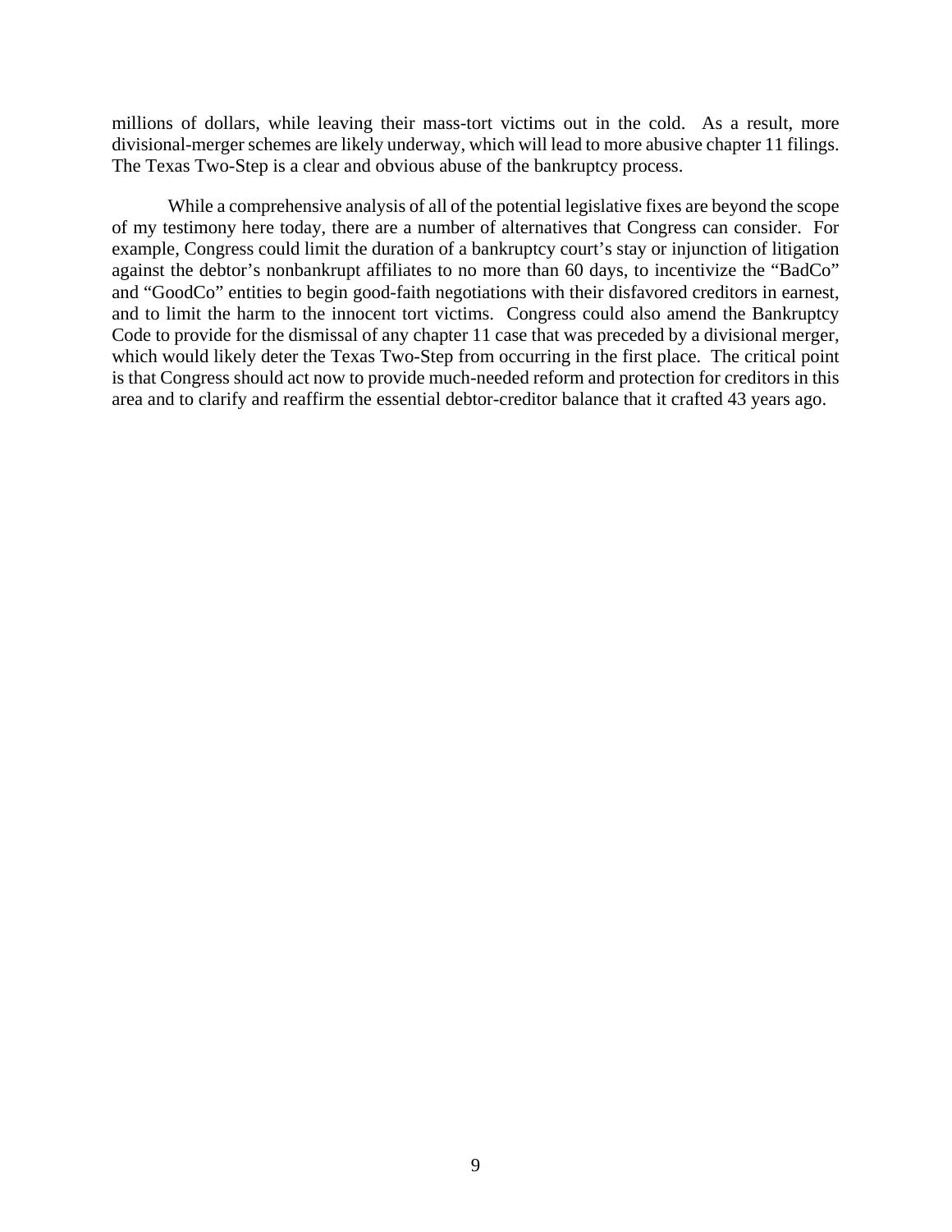millions of dollars, while leaving their mass-tort victims out in the cold. As a result, more divisional-merger schemes are likely underway, which will lead to more abusive chapter 11 filings. The Texas Two-Step is a clear and obvious abuse of the bankruptcy process.

While a comprehensive analysis of all of the potential legislative fixes are beyond the scope of my testimony here today, there are a number of alternatives that Congress can consider. For example, Congress could limit the duration of a bankruptcy court's stay or injunction of litigation against the debtor's nonbankrupt affiliates to no more than 60 days, to incentivize the "BadCo" and "GoodCo" entities to begin good-faith negotiations with their disfavored creditors in earnest, and to limit the harm to the innocent tort victims. Congress could also amend the Bankruptcy Code to provide for the dismissal of any chapter 11 case that was preceded by a divisional merger, which would likely deter the Texas Two-Step from occurring in the first place. The critical point is that Congress should act now to provide much-needed reform and protection for creditors in this area and to clarify and reaffirm the essential debtor-creditor balance that it crafted 43 years ago.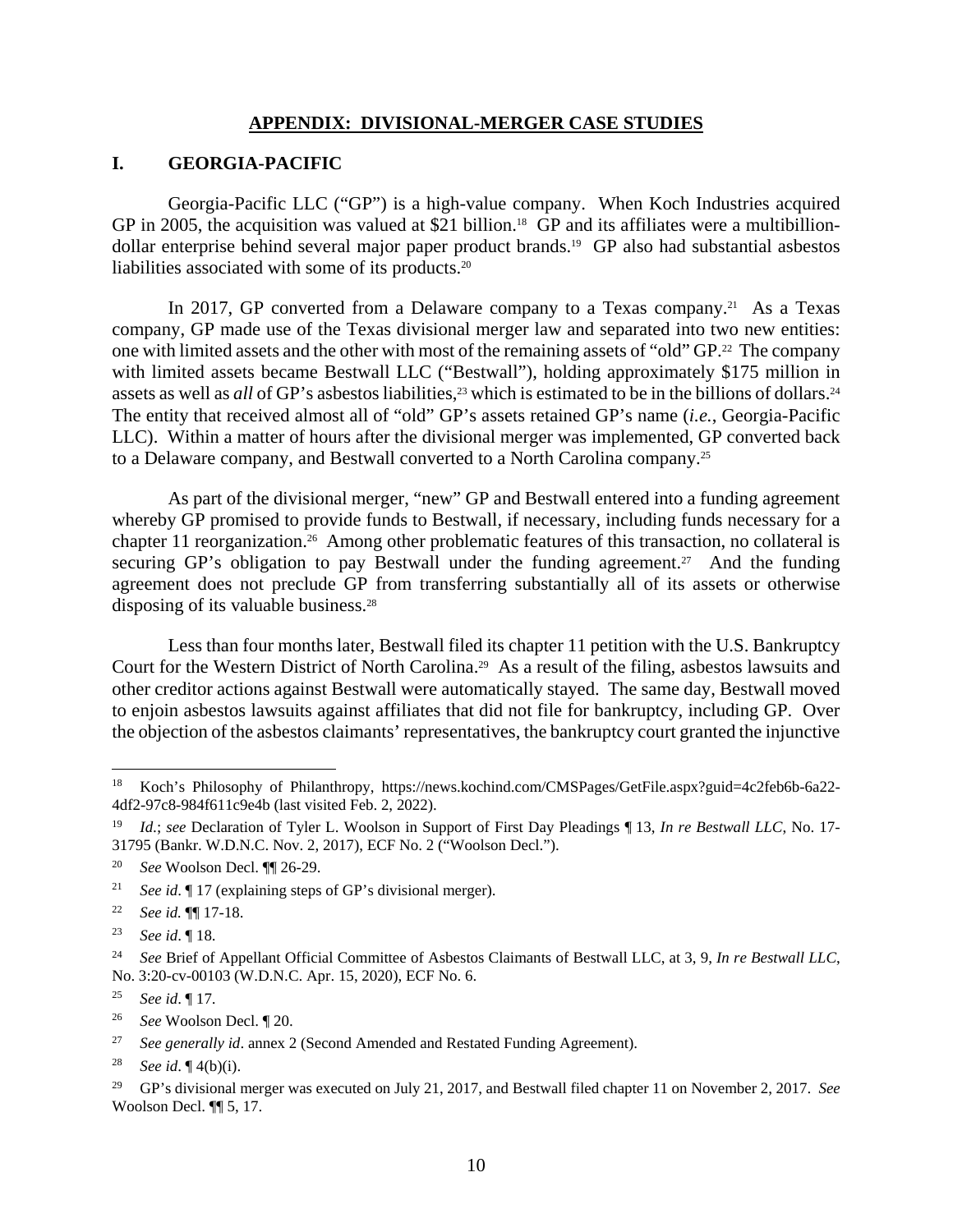## APPENDIX: DIVISIONAL-MERGER CASE STUDIES

### I. GEORGIA-PACIFIC

Georgia-Pacific LLC ("GP") is a high-value company. When Koch Industries acquired GP in 2005, the acquisition was valued at $21 billion.[18] GP and its affiliates were a multibillion-dollar enterprise behind several major paper product brands.[19] GP also had substantial asbestos liabilities associated with some of its products.[20]

In 2017, GP converted from a Delaware company to a Texas company.[21] As a Texas company, GP made use of the Texas divisional merger law and separated into two new entities: one with limited assets and the other with most of the remaining assets of "old" GP.[22] The company with limited assets became Bestwall LLC ("Bestwall"), holding approximately $175 million in assets as well as *all* of GP's asbestos liabilities,[23] which is estimated to be in the billions of dollars.[24] The entity that received almost all of "old" GP's assets retained GP's name (*i.e.*, Georgia-Pacific LLC). Within a matter of hours after the divisional merger was implemented, GP converted back to a Delaware company, and Bestwall converted to a North Carolina company.[25]

As part of the divisional merger, "new" GP and Bestwall entered into a funding agreement whereby GP promised to provide funds to Bestwall, if necessary, including funds necessary for a chapter 11 reorganization.[26] Among other problematic features of this transaction, no collateral is securing GP's obligation to pay Bestwall under the funding agreement.[27] And the funding agreement does not preclude GP from transferring substantially all of its assets or otherwise disposing of its valuable business.[28]

Less than four months later, Bestwall filed its chapter 11 petition with the U.S. Bankruptcy Court for the Western District of North Carolina.[29] As a result of the filing, asbestos lawsuits and other creditor actions against Bestwall were automatically stayed. The same day, Bestwall moved to enjoin asbestos lawsuits against affiliates that did not file for bankruptcy, including GP. Over the objection of the asbestos claimants' representatives, the bankruptcy court granted the injunctive

---

[18] Koch's Philosophy of Philanthropy, https://news.kochind.com/CMSPages/GetFile.aspx?guid=4c2feb6b-6a22-4df2-97c8-984f611c9e4b (last visited Feb. 2, 2022).

[19] *Id.*; *see* Declaration of Tyler L. Woolson in Support of First Day Pleadings ¶ 13, *In re Bestwall LLC*, No. 17-31795 (Bankr. W.D.N.C. Nov. 2, 2017), ECF No. 2 ("Woolson Decl.").

[20] *See* Woolson Decl. ¶¶ 26-29.

[21] *See id*. ¶ 17 (explaining steps of GP's divisional merger).

[22] *See id.* ¶¶ 17-18.

[23] *See id*. ¶ 18.

[24] *See* Brief of Appellant Official Committee of Asbestos Claimants of Bestwall LLC, at 3, 9, *In re Bestwall LLC*, No. 3:20-cv-00103 (W.D.N.C. Apr. 15, 2020), ECF No. 6.

[25] *See id*. ¶ 17.

[26] *See* Woolson Decl. ¶ 20.

[27] *See generally id*. annex 2 (Second Amended and Restated Funding Agreement).

[28] *See id*. ¶ 4(b)(i).

[29] GP's divisional merger was executed on July 21, 2017, and Bestwall filed chapter 11 on November 2, 2017. *See* Woolson Decl. ¶¶ 5, 17.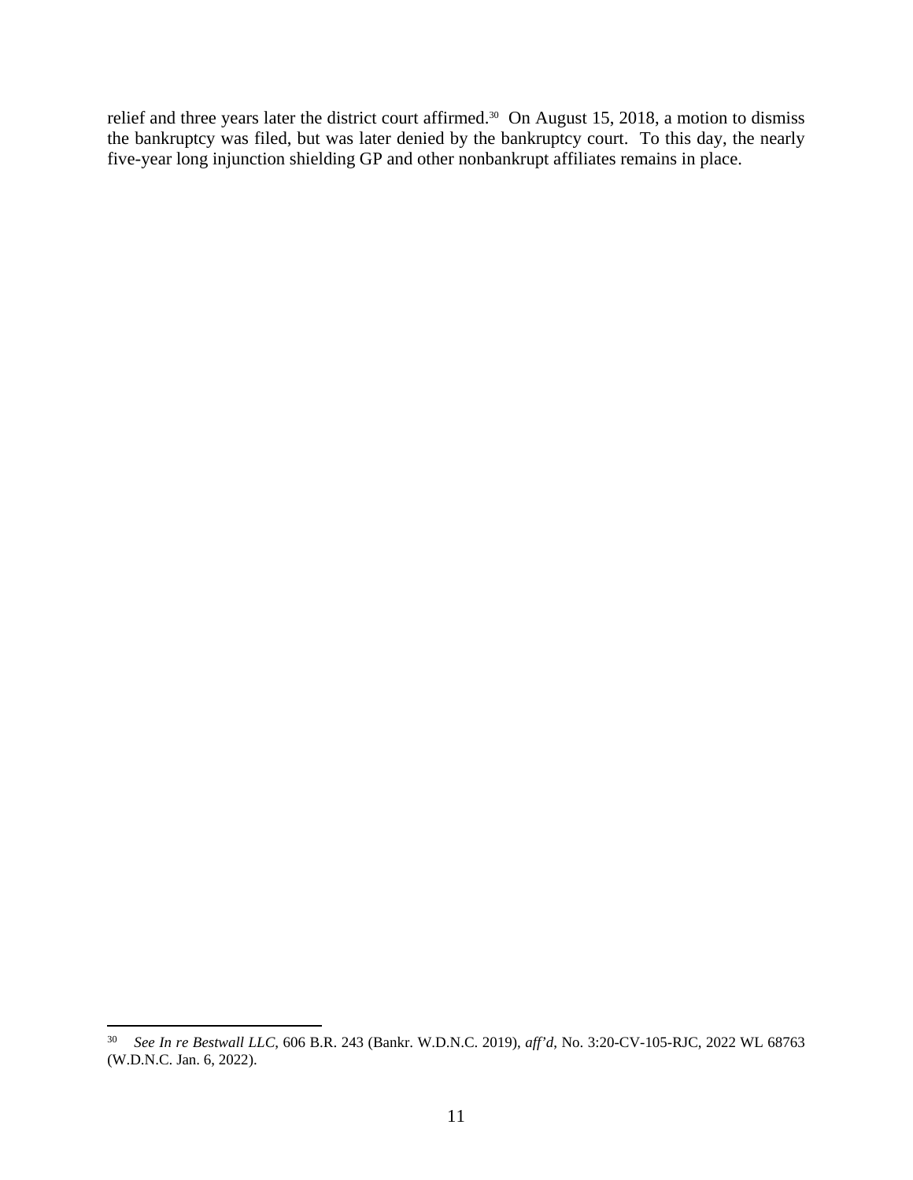relief and three years later the district court affirmed.[30] On August 15, 2018, a motion to dismiss the bankruptcy was filed, but was later denied by the bankruptcy court. To this day, the nearly five-year long injunction shielding GP and other nonbankrupt affiliates remains in place.

---

[30] *See In re Bestwall LLC*, 606 B.R. 243 (Bankr. W.D.N.C. 2019), *aff'd*, No. 3:20-CV-105-RJC, 2022 WL 68763 (W.D.N.C. Jan. 6, 2022).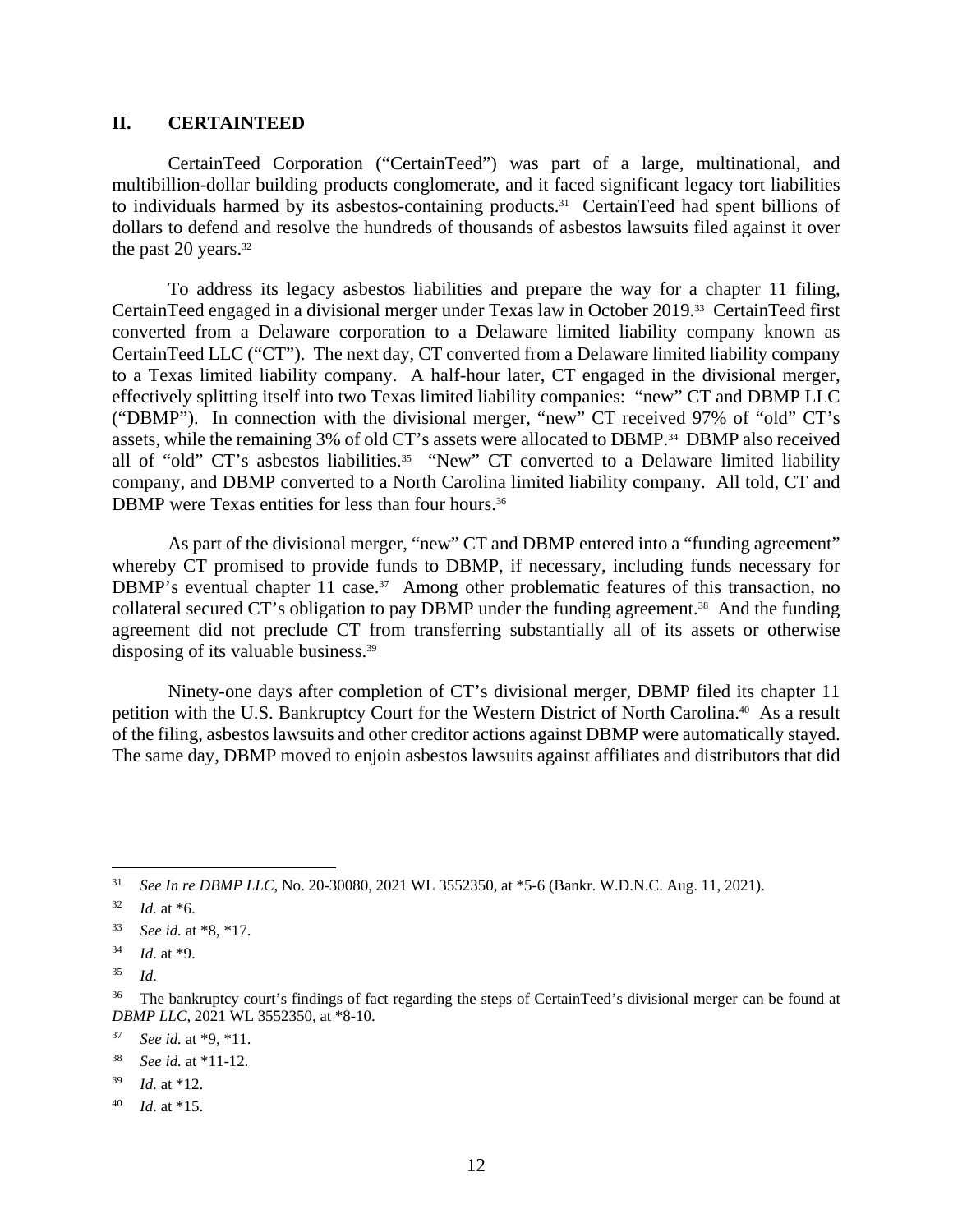## II. CERTAINTEED

CertainTeed Corporation ("CertainTeed") was part of a large, multinational, and multibillion-dollar building products conglomerate, and it faced significant legacy tort liabilities to individuals harmed by its asbestos-containing products.[31] CertainTeed had spent billions of dollars to defend and resolve the hundreds of thousands of asbestos lawsuits filed against it over the past 20 years.[32]

To address its legacy asbestos liabilities and prepare the way for a chapter 11 filing, CertainTeed engaged in a divisional merger under Texas law in October 2019.[33] CertainTeed first converted from a Delaware corporation to a Delaware limited liability company known as CertainTeed LLC ("CT"). The next day, CT converted from a Delaware limited liability company to a Texas limited liability company. A half-hour later, CT engaged in the divisional merger, effectively splitting itself into two Texas limited liability companies: "new" CT and DBMP LLC ("DBMP"). In connection with the divisional merger, "new" CT received 97% of "old" CT's assets, while the remaining 3% of old CT's assets were allocated to DBMP.[34] DBMP also received all of "old" CT's asbestos liabilities.[35] "New" CT converted to a Delaware limited liability company, and DBMP converted to a North Carolina limited liability company. All told, CT and DBMP were Texas entities for less than four hours.[36]

As part of the divisional merger, "new" CT and DBMP entered into a "funding agreement" whereby CT promised to provide funds to DBMP, if necessary, including funds necessary for DBMP's eventual chapter 11 case.[37] Among other problematic features of this transaction, no collateral secured CT's obligation to pay DBMP under the funding agreement.[38] And the funding agreement did not preclude CT from transferring substantially all of its assets or otherwise disposing of its valuable business.[39]

Ninety-one days after completion of CT's divisional merger, DBMP filed its chapter 11 petition with the U.S. Bankruptcy Court for the Western District of North Carolina.[40] As a result of the filing, asbestos lawsuits and other creditor actions against DBMP were automatically stayed. The same day, DBMP moved to enjoin asbestos lawsuits against affiliates and distributors that did

---

[31] *See In re DBMP LLC*, No. 20-30080, 2021 WL 3552350, at *5-6 (Bankr. W.D.N.C. Aug. 11, 2021).

[32] *Id.* at *6.

[33] *See id.* at *8, *17.

[34] *Id.* at *9.

[35] *Id.*

[36] The bankruptcy court's findings of fact regarding the steps of CertainTeed's divisional merger can be found at *DBMP LLC*, 2021 WL 3552350, at *8-10.

[37] *See id.* at *9, *11.

[38] *See id.* at *11-12.

[39] *Id.* at *12.

[40] *Id.* at *15.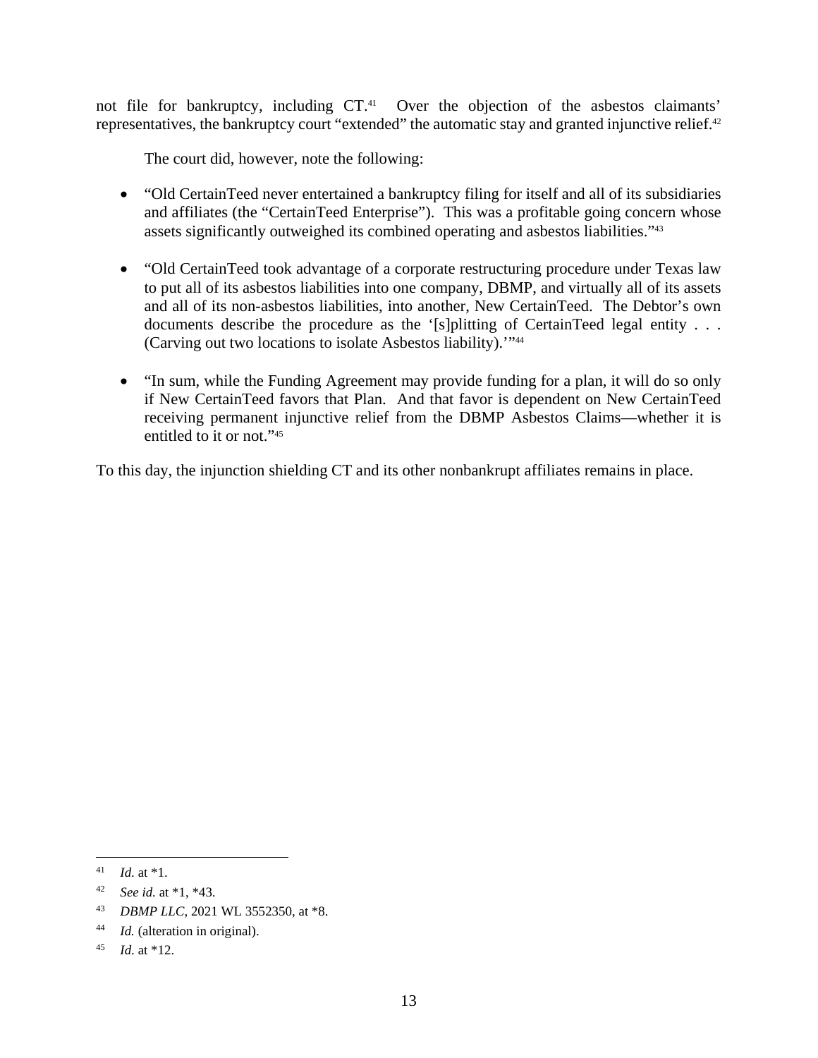not file for bankruptcy, including CT.[41] Over the objection of the asbestos claimants' representatives, the bankruptcy court "extended" the automatic stay and granted injunctive relief.[42]

The court did, however, note the following:

- "Old CertainTeed never entertained a bankruptcy filing for itself and all of its subsidiaries and affiliates (the "CertainTeed Enterprise"). This was a profitable going concern whose assets significantly outweighed its combined operating and asbestos liabilities."[43]

- "Old CertainTeed took advantage of a corporate restructuring procedure under Texas law to put all of its asbestos liabilities into one company, DBMP, and virtually all of its assets and all of its non-asbestos liabilities, into another, New CertainTeed. The Debtor's own documents describe the procedure as the '[s]plitting of CertainTeed legal entity . . . (Carving out two locations to isolate Asbestos liability).'"[44]

- "In sum, while the Funding Agreement may provide funding for a plan, it will do so only if New CertainTeed favors that Plan. And that favor is dependent on New CertainTeed receiving permanent injunctive relief from the DBMP Asbestos Claims—whether it is entitled to it or not."[45]

To this day, the injunction shielding CT and its other nonbankrupt affiliates remains in place.

---

[41] *Id.* at *1.

[42] *See id.* at *1, *43.

[43] *DBMP LLC*, 2021 WL 3552350, at *8.

[44] *Id.* (alteration in original).

[45] *Id.* at *12.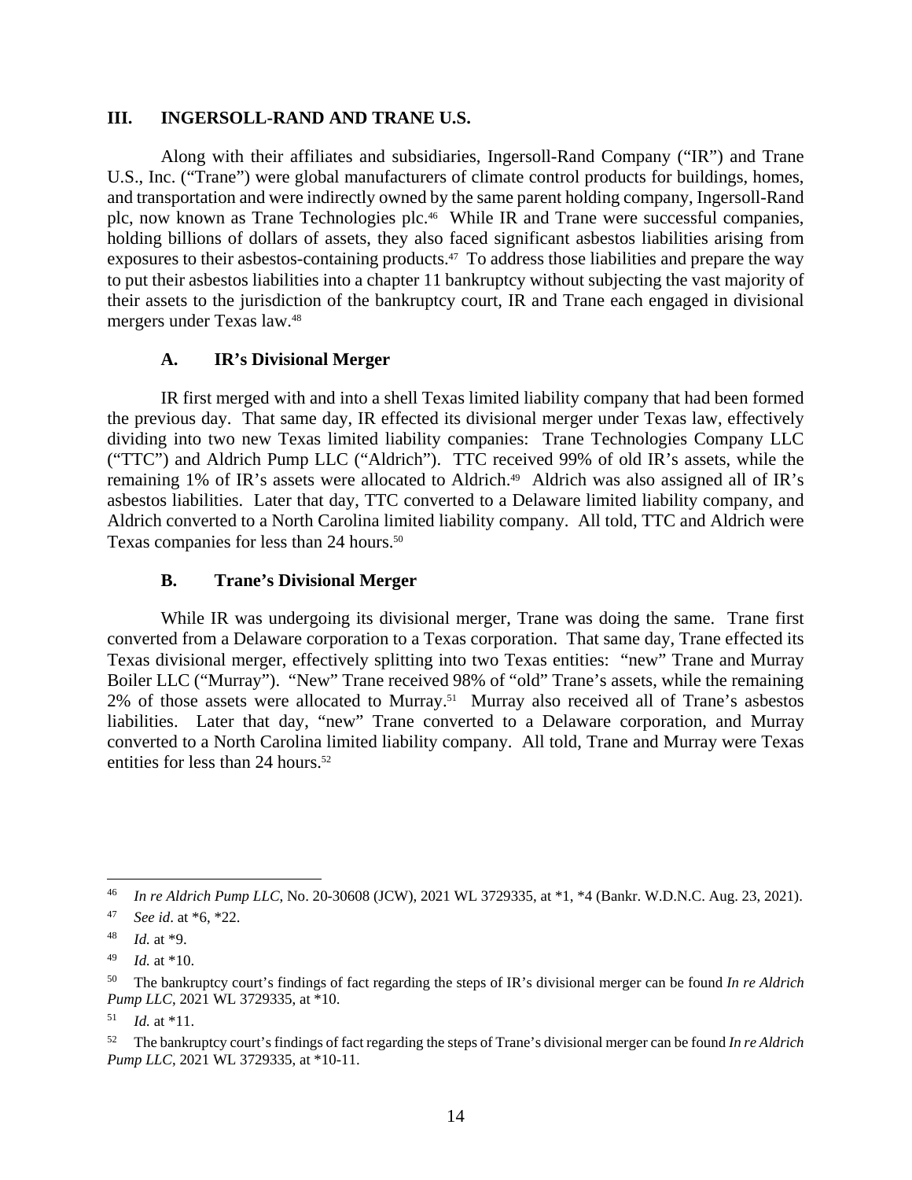## III. INGERSOLL-RAND AND TRANE U.S.

Along with their affiliates and subsidiaries, Ingersoll-Rand Company ("IR") and Trane U.S., Inc. ("Trane") were global manufacturers of climate control products for buildings, homes, and transportation and were indirectly owned by the same parent holding company, Ingersoll-Rand plc, now known as Trane Technologies plc.[46] While IR and Trane were successful companies, holding billions of dollars of assets, they also faced significant asbestos liabilities arising from exposures to their asbestos-containing products.[47] To address those liabilities and prepare the way to put their asbestos liabilities into a chapter 11 bankruptcy without subjecting the vast majority of their assets to the jurisdiction of the bankruptcy court, IR and Trane each engaged in divisional mergers under Texas law.[48]

### A. IR's Divisional Merger

IR first merged with and into a shell Texas limited liability company that had been formed the previous day. That same day, IR effected its divisional merger under Texas law, effectively dividing into two new Texas limited liability companies: Trane Technologies Company LLC ("TTC") and Aldrich Pump LLC ("Aldrich"). TTC received 99% of old IR's assets, while the remaining 1% of IR's assets were allocated to Aldrich.[49] Aldrich was also assigned all of IR's asbestos liabilities. Later that day, TTC converted to a Delaware limited liability company, and Aldrich converted to a North Carolina limited liability company. All told, TTC and Aldrich were Texas companies for less than 24 hours.[50]

### B. Trane's Divisional Merger

While IR was undergoing its divisional merger, Trane was doing the same. Trane first converted from a Delaware corporation to a Texas corporation. That same day, Trane effected its Texas divisional merger, effectively splitting into two Texas entities: "new" Trane and Murray Boiler LLC ("Murray"). "New" Trane received 98% of "old" Trane's assets, while the remaining 2% of those assets were allocated to Murray.[51] Murray also received all of Trane's asbestos liabilities. Later that day, "new" Trane converted to a Delaware corporation, and Murray converted to a North Carolina limited liability company. All told, Trane and Murray were Texas entities for less than 24 hours.[52]

---

[46] *In re Aldrich Pump LLC*, No. 20-30608 (JCW), 2021 WL 3729335, at *1, *4 (Bankr. W.D.N.C. Aug. 23, 2021).

[47] *See id*. at *6, *22.

[48] *Id.* at *9.

[49] *Id.* at *10.

[50] The bankruptcy court's findings of fact regarding the steps of IR's divisional merger can be found *In re Aldrich Pump LLC*, 2021 WL 3729335, at *10.

[51] *Id.* at *11.

[52] The bankruptcy court's findings of fact regarding the steps of Trane's divisional merger can be found *In re Aldrich Pump LLC*, 2021 WL 3729335, at *10-11.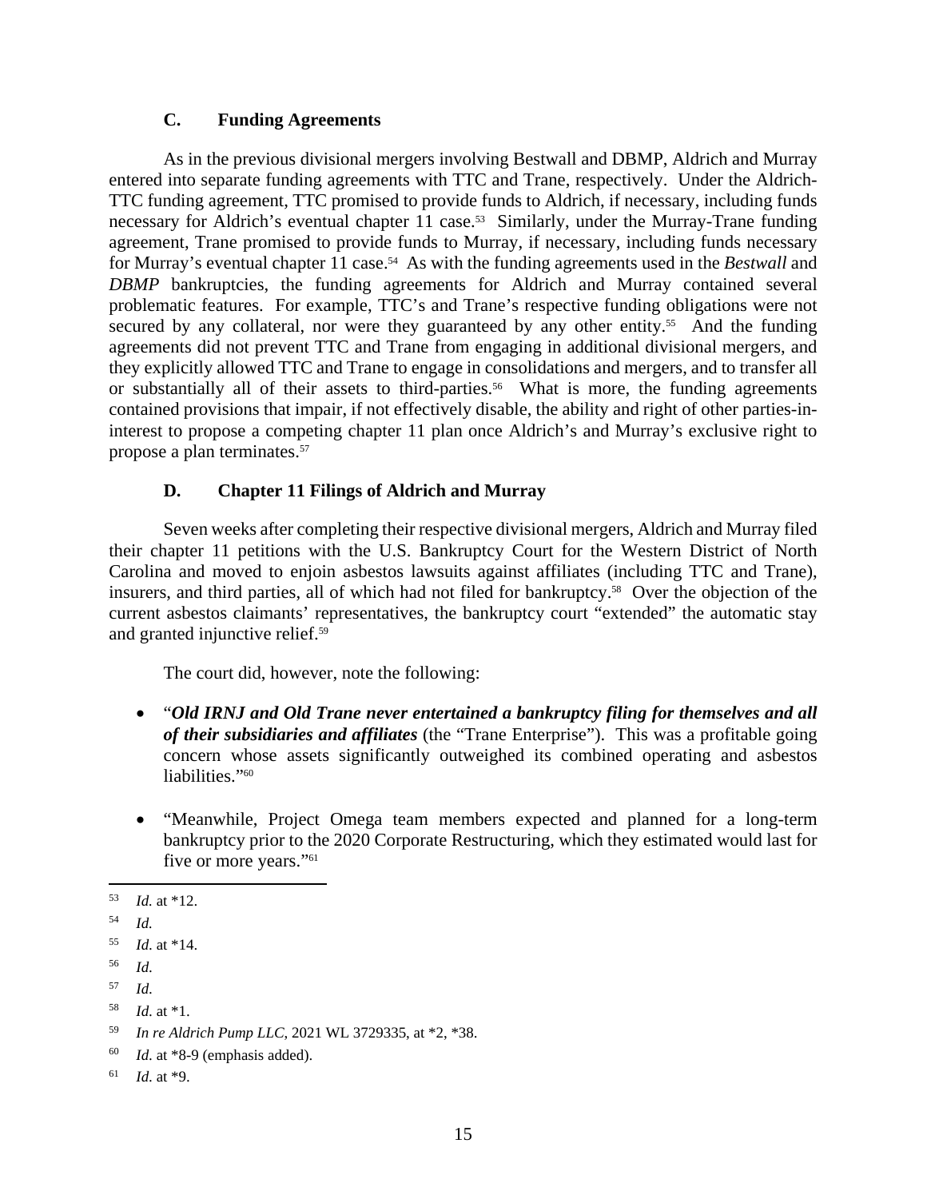### C. Funding Agreements

As in the previous divisional mergers involving Bestwall and DBMP, Aldrich and Murray entered into separate funding agreements with TTC and Trane, respectively. Under the Aldrich-TTC funding agreement, TTC promised to provide funds to Aldrich, if necessary, including funds necessary for Aldrich's eventual chapter 11 case.[53] Similarly, under the Murray-Trane funding agreement, Trane promised to provide funds to Murray, if necessary, including funds necessary for Murray's eventual chapter 11 case.[54] As with the funding agreements used in the *Bestwall* and *DBMP* bankruptcies, the funding agreements for Aldrich and Murray contained several problematic features. For example, TTC's and Trane's respective funding obligations were not secured by any collateral, nor were they guaranteed by any other entity.[55] And the funding agreements did not prevent TTC and Trane from engaging in additional divisional mergers, and they explicitly allowed TTC and Trane to engage in consolidations and mergers, and to transfer all or substantially all of their assets to third-parties.[56] What is more, the funding agreements contained provisions that impair, if not effectively disable, the ability and right of other parties-in-interest to propose a competing chapter 11 plan once Aldrich's and Murray's exclusive right to propose a plan terminates.[57]

### D. Chapter 11 Filings of Aldrich and Murray

Seven weeks after completing their respective divisional mergers, Aldrich and Murray filed their chapter 11 petitions with the U.S. Bankruptcy Court for the Western District of North Carolina and moved to enjoin asbestos lawsuits against affiliates (including TTC and Trane), insurers, and third parties, all of which had not filed for bankruptcy.[58] Over the objection of the current asbestos claimants' representatives, the bankruptcy court "extended" the automatic stay and granted injunctive relief.[59]

The court did, however, note the following:

- "***Old IRNJ and Old Trane never entertained a bankruptcy filing for themselves and all of their subsidiaries and affiliates*** (the "Trane Enterprise"). This was a profitable going concern whose assets significantly outweighed its combined operating and asbestos liabilities."[60]

- "Meanwhile, Project Omega team members expected and planned for a long-term bankruptcy prior to the 2020 Corporate Restructuring, which they estimated would last for five or more years."[61]

---

[53] *Id.* at *12.

[54] *Id.*

[55] *Id.* at *14.

[56] *Id.*

[57] *Id.*

[58] *Id.* at *1.

[59] *In re Aldrich Pump LLC*, 2021 WL 3729335, at *2, *38.

[60] *Id.* at *8-9 (emphasis added).

[61] *Id.* at *9.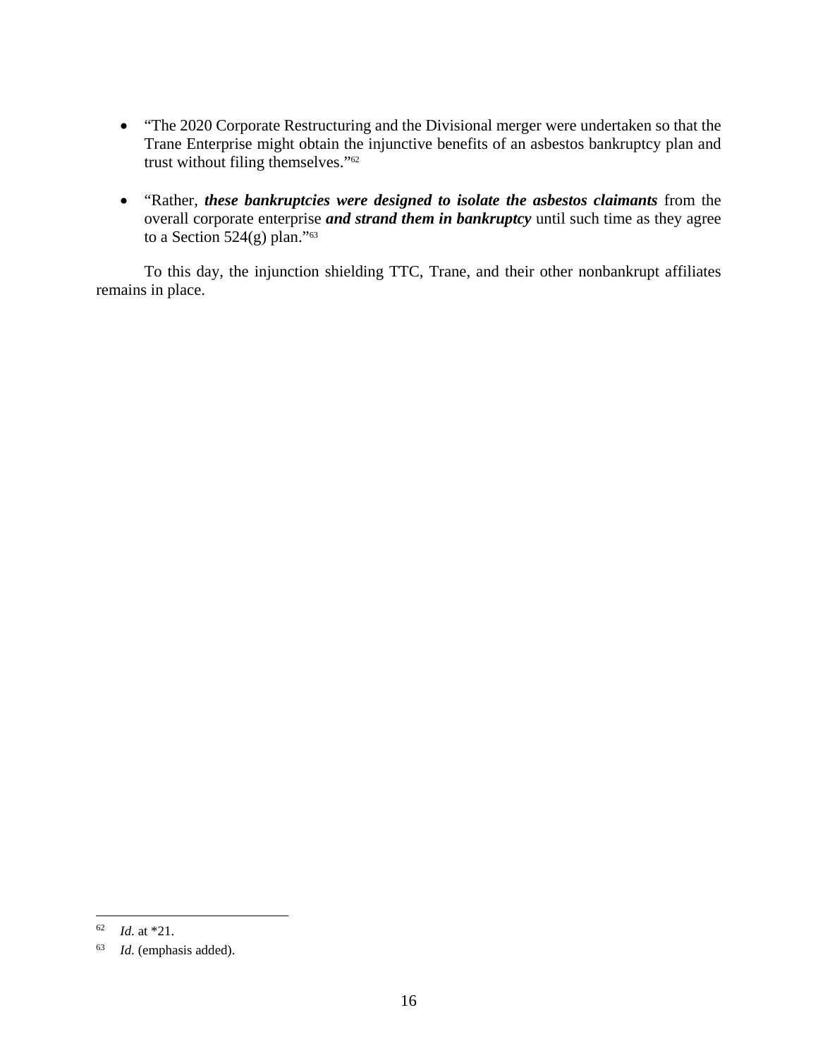- "The 2020 Corporate Restructuring and the Divisional merger were undertaken so that the Trane Enterprise might obtain the injunctive benefits of an asbestos bankruptcy plan and trust without filing themselves."[62]

- "Rather, ***these bankruptcies were designed to isolate the asbestos claimants*** from the overall corporate enterprise ***and strand them in bankruptcy*** until such time as they agree to a Section 524(g) plan."[63]

To this day, the injunction shielding TTC, Trane, and their other nonbankrupt affiliates remains in place.

---

[62] *Id.* at *21.

[63] *Id.* (emphasis added).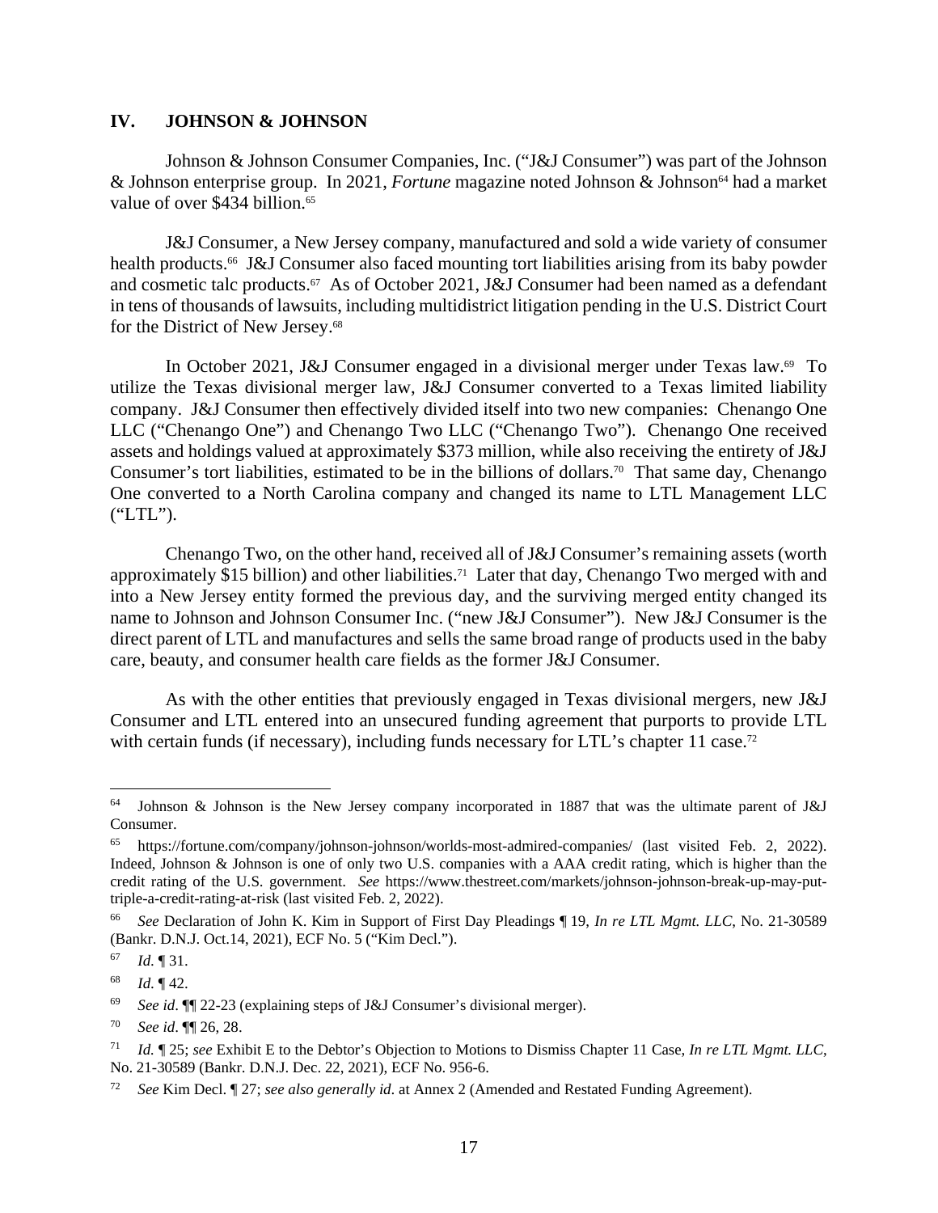## IV. JOHNSON & JOHNSON

Johnson & Johnson Consumer Companies, Inc. ("J&J Consumer") was part of the Johnson & Johnson enterprise group. In 2021, *Fortune* magazine noted Johnson & Johnson[64] had a market value of over $434 billion.[65]

J&J Consumer, a New Jersey company, manufactured and sold a wide variety of consumer health products.[66] J&J Consumer also faced mounting tort liabilities arising from its baby powder and cosmetic talc products.[67] As of October 2021, J&J Consumer had been named as a defendant in tens of thousands of lawsuits, including multidistrict litigation pending in the U.S. District Court for the District of New Jersey.[68]

In October 2021, J&J Consumer engaged in a divisional merger under Texas law.[69] To utilize the Texas divisional merger law, J&J Consumer converted to a Texas limited liability company. J&J Consumer then effectively divided itself into two new companies: Chenango One LLC ("Chenango One") and Chenango Two LLC ("Chenango Two"). Chenango One received assets and holdings valued at approximately $373 million, while also receiving the entirety of J&J Consumer's tort liabilities, estimated to be in the billions of dollars.[70] That same day, Chenango One converted to a North Carolina company and changed its name to LTL Management LLC ("LTL").

Chenango Two, on the other hand, received all of J&J Consumer's remaining assets (worth approximately $15 billion) and other liabilities.[71] Later that day, Chenango Two merged with and into a New Jersey entity formed the previous day, and the surviving merged entity changed its name to Johnson and Johnson Consumer Inc. ("new J&J Consumer"). New J&J Consumer is the direct parent of LTL and manufactures and sells the same broad range of products used in the baby care, beauty, and consumer health care fields as the former J&J Consumer.

As with the other entities that previously engaged in Texas divisional mergers, new J&J Consumer and LTL entered into an unsecured funding agreement that purports to provide LTL with certain funds (if necessary), including funds necessary for LTL's chapter 11 case.[72]

---

[64] Johnson & Johnson is the New Jersey company incorporated in 1887 that was the ultimate parent of J&J Consumer.

[65] https://fortune.com/company/johnson-johnson/worlds-most-admired-companies/ (last visited Feb. 2, 2022). Indeed, Johnson & Johnson is one of only two U.S. companies with a AAA credit rating, which is higher than the credit rating of the U.S. government. *See* https://www.thestreet.com/markets/johnson-johnson-break-up-may-put-triple-a-credit-rating-at-risk (last visited Feb. 2, 2022).

[66] *See* Declaration of John K. Kim in Support of First Day Pleadings ¶ 19, *In re LTL Mgmt. LLC*, No. 21-30589 (Bankr. D.N.J. Oct.14, 2021), ECF No. 5 ("Kim Decl.").

[67] *Id.* ¶ 31.

[68] *Id.* ¶ 42.

[69] *See id*. ¶¶ 22-23 (explaining steps of J&J Consumer's divisional merger).

[70] *See id*. ¶¶ 26, 28.

[71] *Id.* ¶ 25; *see* Exhibit E to the Debtor's Objection to Motions to Dismiss Chapter 11 Case, *In re LTL Mgmt. LLC*, No. 21-30589 (Bankr. D.N.J. Dec. 22, 2021), ECF No. 956-6.

[72] *See* Kim Decl. ¶ 27; *see also generally id*. at Annex 2 (Amended and Restated Funding Agreement).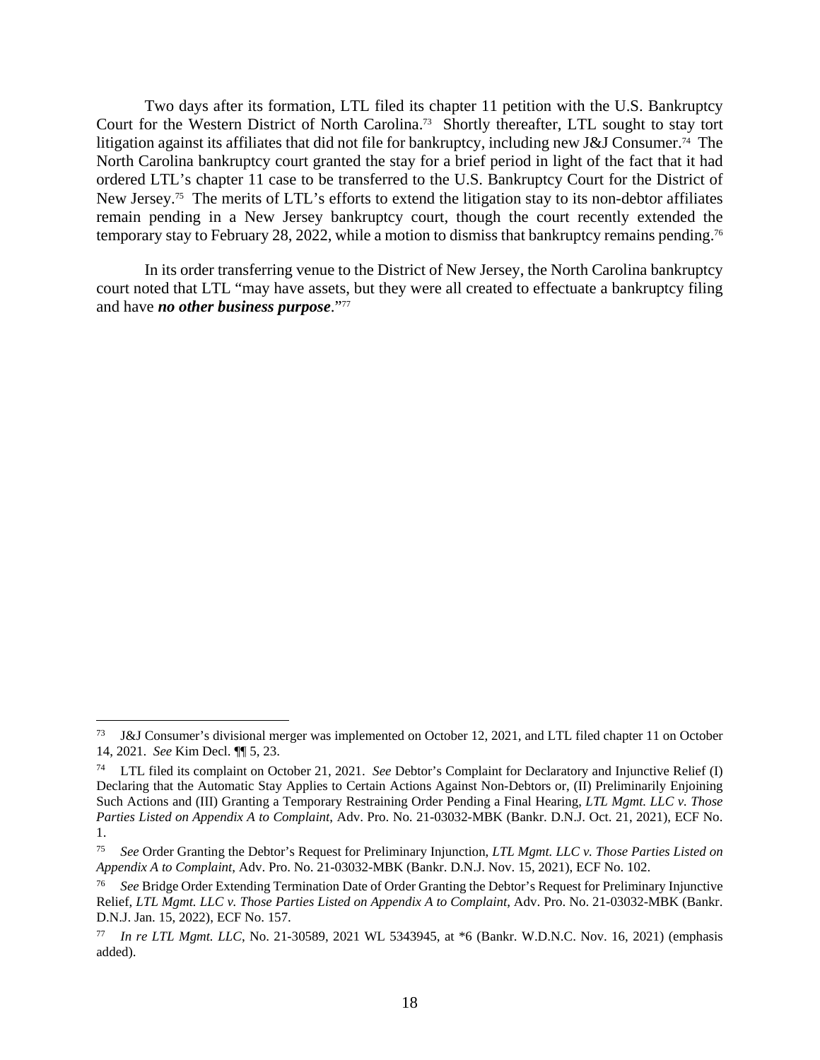Two days after its formation, LTL filed its chapter 11 petition with the U.S. Bankruptcy Court for the Western District of North Carolina.[73] Shortly thereafter, LTL sought to stay tort litigation against its affiliates that did not file for bankruptcy, including new J&J Consumer.[74] The North Carolina bankruptcy court granted the stay for a brief period in light of the fact that it had ordered LTL's chapter 11 case to be transferred to the U.S. Bankruptcy Court for the District of New Jersey.[75] The merits of LTL's efforts to extend the litigation stay to its non-debtor affiliates remain pending in a New Jersey bankruptcy court, though the court recently extended the temporary stay to February 28, 2022, while a motion to dismiss that bankruptcy remains pending.[76]

In its order transferring venue to the District of New Jersey, the North Carolina bankruptcy court noted that LTL "may have assets, but they were all created to effectuate a bankruptcy filing and have ***no other business purpose***."[77]

---

[73] J&J Consumer's divisional merger was implemented on October 12, 2021, and LTL filed chapter 11 on October 14, 2021. *See* Kim Decl. ¶¶ 5, 23.

[74] LTL filed its complaint on October 21, 2021. *See* Debtor's Complaint for Declaratory and Injunctive Relief (I) Declaring that the Automatic Stay Applies to Certain Actions Against Non-Debtors or, (II) Preliminarily Enjoining Such Actions and (III) Granting a Temporary Restraining Order Pending a Final Hearing, *LTL Mgmt. LLC v. Those Parties Listed on Appendix A to Complaint*, Adv. Pro. No. 21-03032-MBK (Bankr. D.N.J. Oct. 21, 2021), ECF No. 1.

[75] *See* Order Granting the Debtor's Request for Preliminary Injunction, *LTL Mgmt. LLC v. Those Parties Listed on Appendix A to Complaint*, Adv. Pro. No. 21-03032-MBK (Bankr. D.N.J. Nov. 15, 2021), ECF No. 102.

[76] *See* Bridge Order Extending Termination Date of Order Granting the Debtor's Request for Preliminary Injunctive Relief, *LTL Mgmt. LLC v. Those Parties Listed on Appendix A to Complaint*, Adv. Pro. No. 21-03032-MBK (Bankr. D.N.J. Jan. 15, 2022), ECF No. 157.

[77] *In re LTL Mgmt. LLC*, No. 21-30589, 2021 WL 5343945, at *6 (Bankr. W.D.N.C. Nov. 16, 2021) (emphasis added).